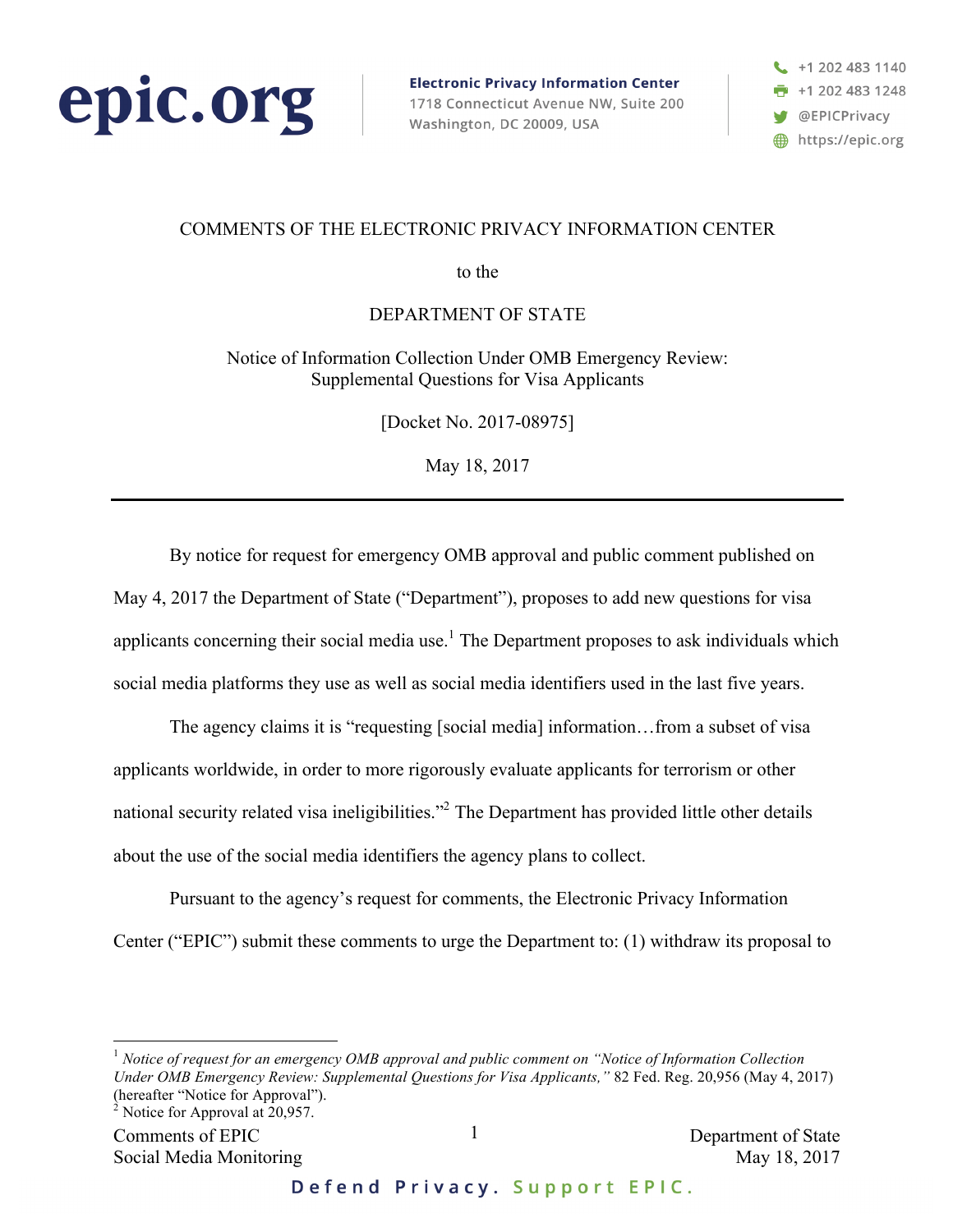epic.org

**Electronic Privacy Information Center**
1718 Connecticut Avenue NW, Suite 200
Washington, DC 20009, USA

+1 202 483 1140
+1 202 483 1248
@EPICPrivacy
https://epic.org

COMMENTS OF THE ELECTRONIC PRIVACY INFORMATION CENTER

to the

DEPARTMENT OF STATE

Notice of Information Collection Under OMB Emergency Review: Supplemental Questions for Visa Applicants

[Docket No. 2017-08975]

May 18, 2017

---

By notice for request for emergency OMB approval and public comment published on May 4, 2017 the Department of State ("Department"), proposes to add new questions for visa applicants concerning their social media use.[1] The Department proposes to ask individuals which social media platforms they use as well as social media identifiers used in the last five years.

The agency claims it is "requesting [social media] information…from a subset of visa applicants worldwide, in order to more rigorously evaluate applicants for terrorism or other national security related visa ineligibilities."[2] The Department has provided little other details about the use of the social media identifiers the agency plans to collect.

Pursuant to the agency's request for comments, the Electronic Privacy Information Center ("EPIC") submit these comments to urge the Department to: (1) withdraw its proposal to

---

[1] *Notice of request for an emergency OMB approval and public comment on "Notice of Information Collection Under OMB Emergency Review: Supplemental Questions for Visa Applicants,"* 82 Fed. Reg. 20,956 (May 4, 2017) (hereafter "Notice for Approval").

[2] Notice for Approval at 20,957.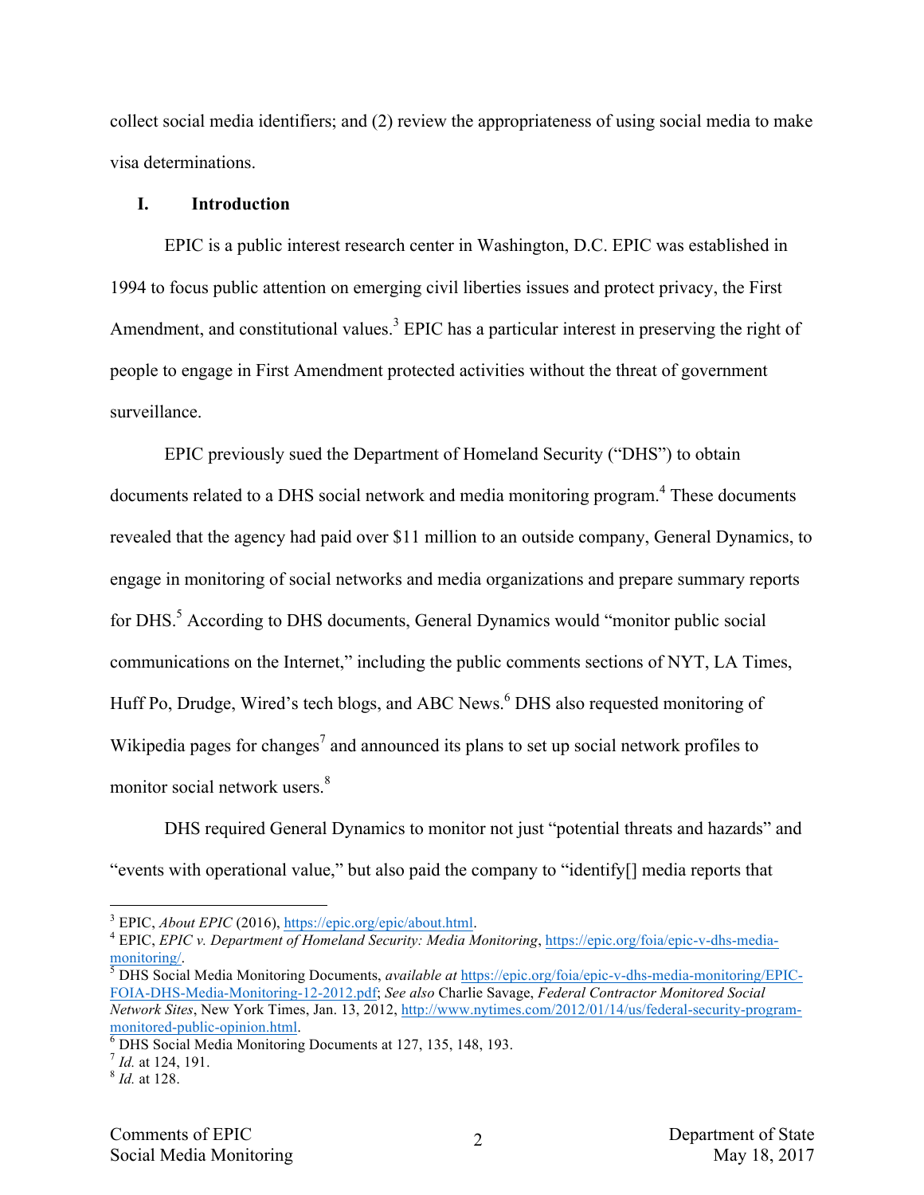collect social media identifiers; and (2) review the appropriateness of using social media to make visa determinations.

## I. Introduction

EPIC is a public interest research center in Washington, D.C. EPIC was established in 1994 to focus public attention on emerging civil liberties issues and protect privacy, the First Amendment, and constitutional values.[3] EPIC has a particular interest in preserving the right of people to engage in First Amendment protected activities without the threat of government surveillance.

EPIC previously sued the Department of Homeland Security ("DHS") to obtain documents related to a DHS social network and media monitoring program.[4] These documents revealed that the agency had paid over $11 million to an outside company, General Dynamics, to engage in monitoring of social networks and media organizations and prepare summary reports for DHS.[5] According to DHS documents, General Dynamics would "monitor public social communications on the Internet," including the public comments sections of NYT, LA Times, Huff Po, Drudge, Wired's tech blogs, and ABC News.[6] DHS also requested monitoring of Wikipedia pages for changes[7] and announced its plans to set up social network profiles to monitor social network users.[8]

DHS required General Dynamics to monitor not just "potential threats and hazards" and "events with operational value," but also paid the company to "identify[] media reports that

---

[3] EPIC, *About EPIC* (2016), https://epic.org/epic/about.html.

[4] EPIC, *EPIC v. Department of Homeland Security: Media Monitoring*, https://epic.org/foia/epic-v-dhs-media-monitoring/.

[5] DHS Social Media Monitoring Documents, *available at* https://epic.org/foia/epic-v-dhs-media-monitoring/EPIC-FOIA-DHS-Media-Monitoring-12-2012.pdf; *See also* Charlie Savage, *Federal Contractor Monitored Social Network Sites*, New York Times, Jan. 13, 2012, http://www.nytimes.com/2012/01/14/us/federal-security-program-monitored-public-opinion.html.

[6] DHS Social Media Monitoring Documents at 127, 135, 148, 193.

[7] *Id.* at 124, 191.

[8] *Id.* at 128.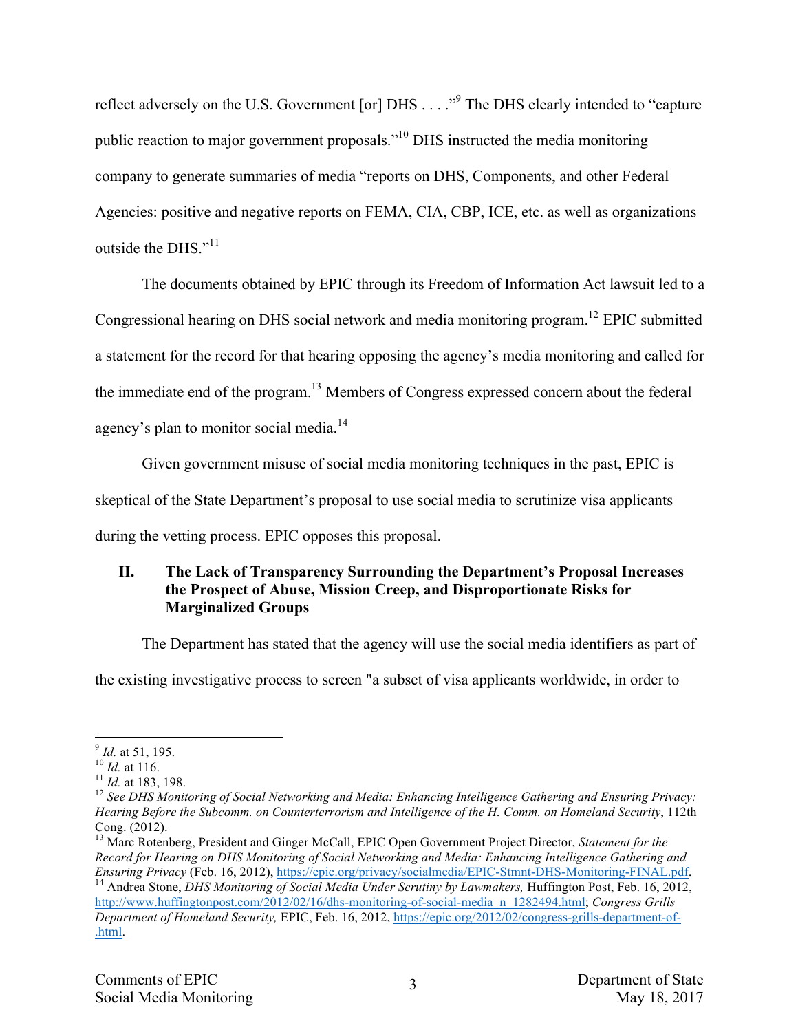reflect adversely on the U.S. Government [or] DHS . . . ."[9] The DHS clearly intended to "capture public reaction to major government proposals."[10] DHS instructed the media monitoring company to generate summaries of media "reports on DHS, Components, and other Federal Agencies: positive and negative reports on FEMA, CIA, CBP, ICE, etc. as well as organizations outside the DHS."[11]

The documents obtained by EPIC through its Freedom of Information Act lawsuit led to a Congressional hearing on DHS social network and media monitoring program.[12] EPIC submitted a statement for the record for that hearing opposing the agency's media monitoring and called for the immediate end of the program.[13] Members of Congress expressed concern about the federal agency's plan to monitor social media.[14]

Given government misuse of social media monitoring techniques in the past, EPIC is skeptical of the State Department's proposal to use social media to scrutinize visa applicants during the vetting process. EPIC opposes this proposal.

## II. The Lack of Transparency Surrounding the Department's Proposal Increases the Prospect of Abuse, Mission Creep, and Disproportionate Risks for Marginalized Groups

The Department has stated that the agency will use the social media identifiers as part of the existing investigative process to screen "a subset of visa applicants worldwide, in order to

---

[9] *Id.* at 51, 195.

[10] *Id.* at 116.

[11] *Id.* at 183, 198.

[12] *See DHS Monitoring of Social Networking and Media: Enhancing Intelligence Gathering and Ensuring Privacy: Hearing Before the Subcomm. on Counterterrorism and Intelligence of the H. Comm. on Homeland Security*, 112th Cong. (2012).

[13] Marc Rotenberg, President and Ginger McCall, EPIC Open Government Project Director, *Statement for the Record for Hearing on DHS Monitoring of Social Networking and Media: Enhancing Intelligence Gathering and Ensuring Privacy* (Feb. 16, 2012), https://epic.org/privacy/socialmedia/EPIC-Stmnt-DHS-Monitoring-FINAL.pdf.

[14] Andrea Stone, *DHS Monitoring of Social Media Under Scrutiny by Lawmakers,* Huffington Post, Feb. 16, 2012, http://www.huffingtonpost.com/2012/02/16/dhs-monitoring-of-social-media_n_1282494.html; *Congress Grills Department of Homeland Security,* EPIC, Feb. 16, 2012, https://epic.org/2012/02/congress-grills-department-of-.html.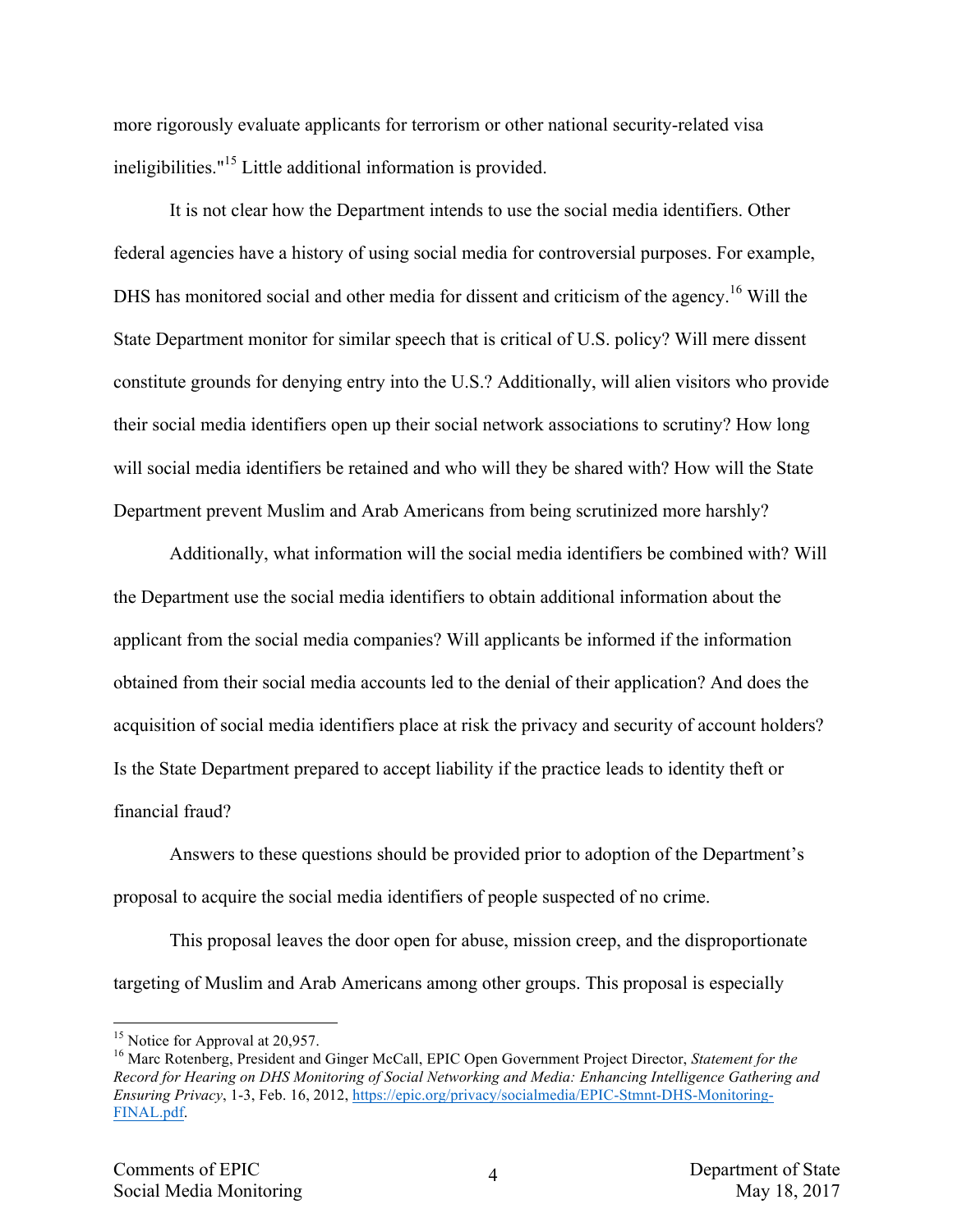more rigorously evaluate applicants for terrorism or other national security-related visa ineligibilities."[15] Little additional information is provided.

It is not clear how the Department intends to use the social media identifiers. Other federal agencies have a history of using social media for controversial purposes. For example, DHS has monitored social and other media for dissent and criticism of the agency.[16] Will the State Department monitor for similar speech that is critical of U.S. policy? Will mere dissent constitute grounds for denying entry into the U.S.? Additionally, will alien visitors who provide their social media identifiers open up their social network associations to scrutiny? How long will social media identifiers be retained and who will they be shared with? How will the State Department prevent Muslim and Arab Americans from being scrutinized more harshly?

Additionally, what information will the social media identifiers be combined with? Will the Department use the social media identifiers to obtain additional information about the applicant from the social media companies? Will applicants be informed if the information obtained from their social media accounts led to the denial of their application? And does the acquisition of social media identifiers place at risk the privacy and security of account holders? Is the State Department prepared to accept liability if the practice leads to identity theft or financial fraud?

Answers to these questions should be provided prior to adoption of the Department's proposal to acquire the social media identifiers of people suspected of no crime.

This proposal leaves the door open for abuse, mission creep, and the disproportionate targeting of Muslim and Arab Americans among other groups. This proposal is especially

---

[15] Notice for Approval at 20,957.

[16] Marc Rotenberg, President and Ginger McCall, EPIC Open Government Project Director, *Statement for the Record for Hearing on DHS Monitoring of Social Networking and Media: Enhancing Intelligence Gathering and Ensuring Privacy*, 1-3, Feb. 16, 2012, https://epic.org/privacy/socialmedia/EPIC-Stmnt-DHS-Monitoring-FINAL.pdf.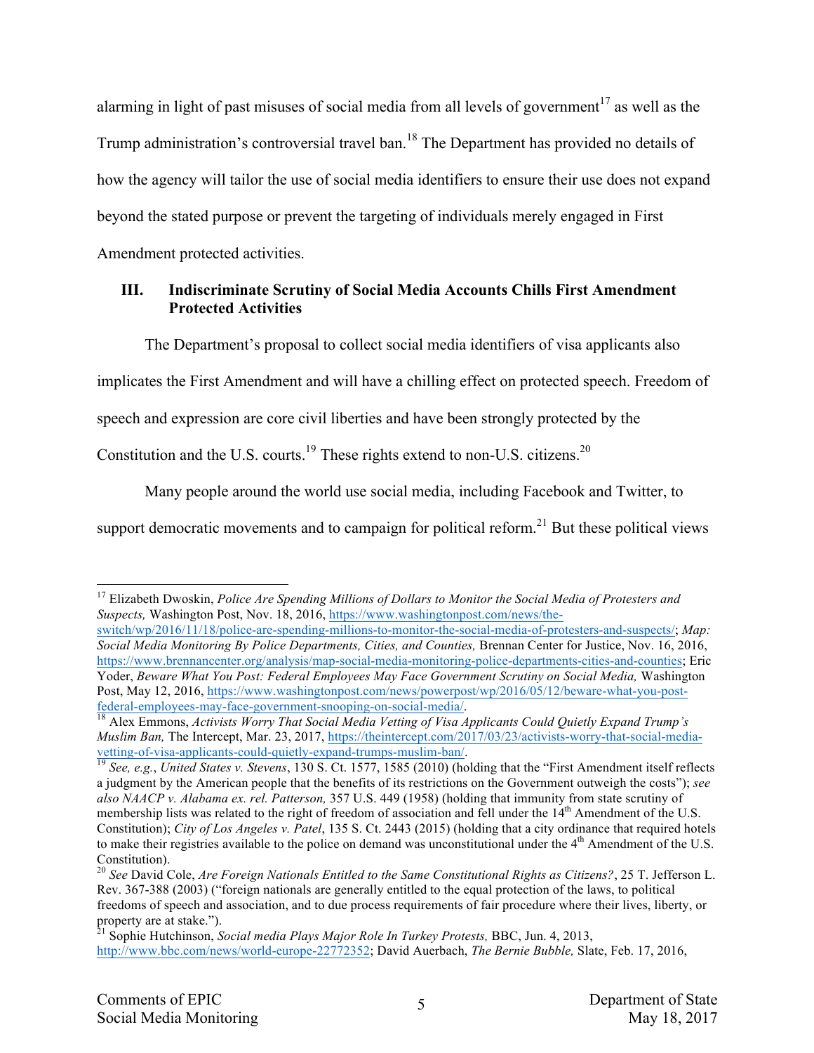alarming in light of past misuses of social media from all levels of government[17] as well as the Trump administration's controversial travel ban.[18] The Department has provided no details of how the agency will tailor the use of social media identifiers to ensure their use does not expand beyond the stated purpose or prevent the targeting of individuals merely engaged in First Amendment protected activities.

## III. Indiscriminate Scrutiny of Social Media Accounts Chills First Amendment Protected Activities

The Department's proposal to collect social media identifiers of visa applicants also implicates the First Amendment and will have a chilling effect on protected speech. Freedom of speech and expression are core civil liberties and have been strongly protected by the Constitution and the U.S. courts.[19] These rights extend to non-U.S. citizens.[20]

Many people around the world use social media, including Facebook and Twitter, to support democratic movements and to campaign for political reform.[21] But these political views

---

[17] Elizabeth Dwoskin, *Police Are Spending Millions of Dollars to Monitor the Social Media of Protesters and Suspects,* Washington Post, Nov. 18, 2016, https://www.washingtonpost.com/news/the-switch/wp/2016/11/18/police-are-spending-millions-to-monitor-the-social-media-of-protesters-and-suspects/; *Map: Social Media Monitoring By Police Departments, Cities, and Counties,* Brennan Center for Justice, Nov. 16, 2016, https://www.brennancenter.org/analysis/map-social-media-monitoring-police-departments-cities-and-counties; Eric Yoder, *Beware What You Post: Federal Employees May Face Government Scrutiny on Social Media,* Washington Post, May 12, 2016, https://www.washingtonpost.com/news/powerpost/wp/2016/05/12/beware-what-you-post-federal-employees-may-face-government-snooping-on-social-media/.

[18] Alex Emmons, *Activists Worry That Social Media Vetting of Visa Applicants Could Quietly Expand Trump's Muslim Ban,* The Intercept, Mar. 23, 2017, https://theintercept.com/2017/03/23/activists-worry-that-social-media-vetting-of-visa-applicants-could-quietly-expand-trumps-muslim-ban/.

[19] *See, e.g.*, *United States v. Stevens*, 130 S. Ct. 1577, 1585 (2010) (holding that the "First Amendment itself reflects a judgment by the American people that the benefits of its restrictions on the Government outweigh the costs"); *see also NAACP v. Alabama ex. rel. Patterson,* 357 U.S. 449 (1958) (holding that immunity from state scrutiny of membership lists was related to the right of freedom of association and fell under the 14th Amendment of the U.S. Constitution); *City of Los Angeles v. Patel*, 135 S. Ct. 2443 (2015) (holding that a city ordinance that required hotels to make their registries available to the police on demand was unconstitutional under the 4th Amendment of the U.S. Constitution).

[20] *See* David Cole, *Are Foreign Nationals Entitled to the Same Constitutional Rights as Citizens?*, 25 T. Jefferson L. Rev. 367-388 (2003) ("foreign nationals are generally entitled to the equal protection of the laws, to political freedoms of speech and association, and to due process requirements of fair procedure where their lives, liberty, or property are at stake.").

[21] Sophie Hutchinson, *Social media Plays Major Role In Turkey Protests,* BBC, Jun. 4, 2013, http://www.bbc.com/news/world-europe-22772352; David Auerbach, *The Bernie Bubble,* Slate, Feb. 17, 2016,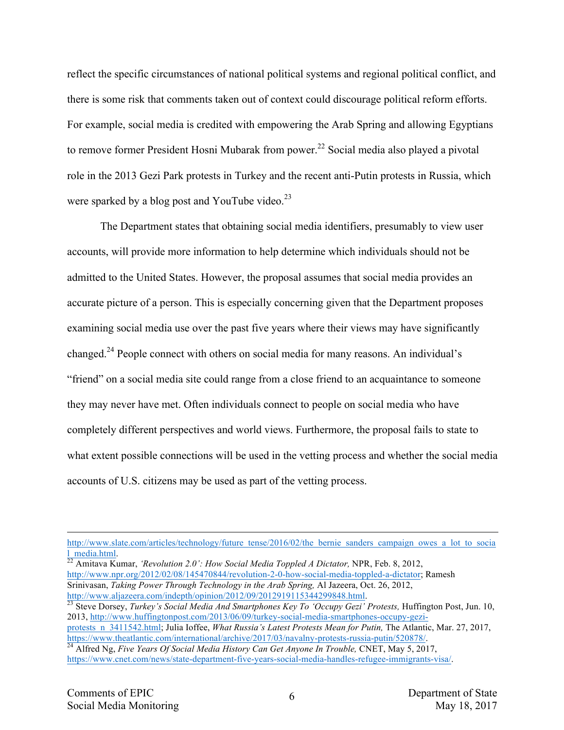reflect the specific circumstances of national political systems and regional political conflict, and there is some risk that comments taken out of context could discourage political reform efforts. For example, social media is credited with empowering the Arab Spring and allowing Egyptians to remove former President Hosni Mubarak from power.[22] Social media also played a pivotal role in the 2013 Gezi Park protests in Turkey and the recent anti-Putin protests in Russia, which were sparked by a blog post and YouTube video.[23]

The Department states that obtaining social media identifiers, presumably to view user accounts, will provide more information to help determine which individuals should not be admitted to the United States. However, the proposal assumes that social media provides an accurate picture of a person. This is especially concerning given that the Department proposes examining social media use over the past five years where their views may have significantly changed.[24] People connect with others on social media for many reasons. An individual's "friend" on a social media site could range from a close friend to an acquaintance to someone they may never have met. Often individuals connect to people on social media who have completely different perspectives and world views. Furthermore, the proposal fails to state to what extent possible connections will be used in the vetting process and whether the social media accounts of U.S. citizens may be used as part of the vetting process.

---

http://www.slate.com/articles/technology/future_tense/2016/02/the_bernie_sanders_campaign_owes_a_lot_to_social_media.html.

[22] Amitava Kumar, *'Revolution 2.0': How Social Media Toppled A Dictator,* NPR, Feb. 8, 2012, http://www.npr.org/2012/02/08/145470844/revolution-2-0-how-social-media-toppled-a-dictator; Ramesh Srinivasan, *Taking Power Through Technology in the Arab Spring,* Al Jazeera, Oct. 26, 2012, http://www.aljazeera.com/indepth/opinion/2012/09/2012919115344299848.html.

[23] Steve Dorsey, *Turkey's Social Media And Smartphones Key To 'Occupy Gezi' Protests,* Huffington Post, Jun. 10, 2013, http://www.huffingtonpost.com/2013/06/09/turkey-social-media-smartphones-occupy-gezi-protests_n_3411542.html; Julia Ioffee, *What Russia's Latest Protests Mean for Putin,* The Atlantic, Mar. 27, 2017, https://www.theatlantic.com/international/archive/2017/03/navalny-protests-russia-putin/520878/.

[24] Alfred Ng, *Five Years Of Social Media History Can Get Anyone In Trouble,* CNET, May 5, 2017, https://www.cnet.com/news/state-department-five-years-social-media-handles-refugee-immigrants-visa/.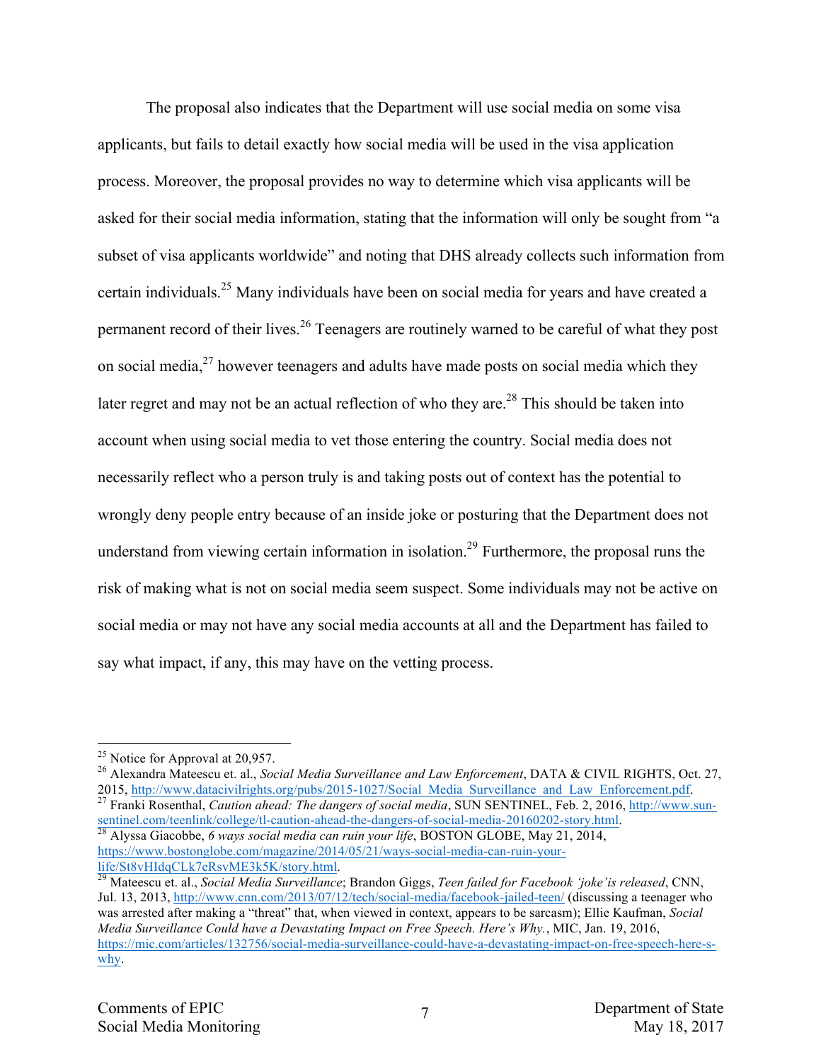The proposal also indicates that the Department will use social media on some visa applicants, but fails to detail exactly how social media will be used in the visa application process. Moreover, the proposal provides no way to determine which visa applicants will be asked for their social media information, stating that the information will only be sought from "a subset of visa applicants worldwide" and noting that DHS already collects such information from certain individuals.[25] Many individuals have been on social media for years and have created a permanent record of their lives.[26] Teenagers are routinely warned to be careful of what they post on social media,[27] however teenagers and adults have made posts on social media which they later regret and may not be an actual reflection of who they are.[28] This should be taken into account when using social media to vet those entering the country. Social media does not necessarily reflect who a person truly is and taking posts out of context has the potential to wrongly deny people entry because of an inside joke or posturing that the Department does not understand from viewing certain information in isolation.[29] Furthermore, the proposal runs the risk of making what is not on social media seem suspect. Some individuals may not be active on social media or may not have any social media accounts at all and the Department has failed to say what impact, if any, this may have on the vetting process.

---

[25] Notice for Approval at 20,957.

[26] Alexandra Mateescu et. al., *Social Media Surveillance and Law Enforcement*, DATA & CIVIL RIGHTS, Oct. 27, 2015, http://www.datacivilrights.org/pubs/2015-1027/Social_Media_Surveillance_and_Law_Enforcement.pdf.

[27] Franki Rosenthal, *Caution ahead: The dangers of social media*, SUN SENTINEL, Feb. 2, 2016, http://www.sun-sentinel.com/teenlink/college/tl-caution-ahead-the-dangers-of-social-media-20160202-story.html.

[28] Alyssa Giacobbe, *6 ways social media can ruin your life*, BOSTON GLOBE, May 21, 2014, https://www.bostonglobe.com/magazine/2014/05/21/ways-social-media-can-ruin-your-life/St8vHIdqCLk7eRsvME3k5K/story.html.

[29] Mateescu et. al., *Social Media Surveillance*; Brandon Giggs, *Teen failed for Facebook 'joke'is released*, CNN, Jul. 13, 2013, http://www.cnn.com/2013/07/12/tech/social-media/facebook-jailed-teen/ (discussing a teenager who was arrested after making a "threat" that, when viewed in context, appears to be sarcasm); Ellie Kaufman, *Social Media Surveillance Could have a Devastating Impact on Free Speech. Here's Why.*, MIC, Jan. 19, 2016, https://mic.com/articles/132756/social-media-surveillance-could-have-a-devastating-impact-on-free-speech-here-s-why.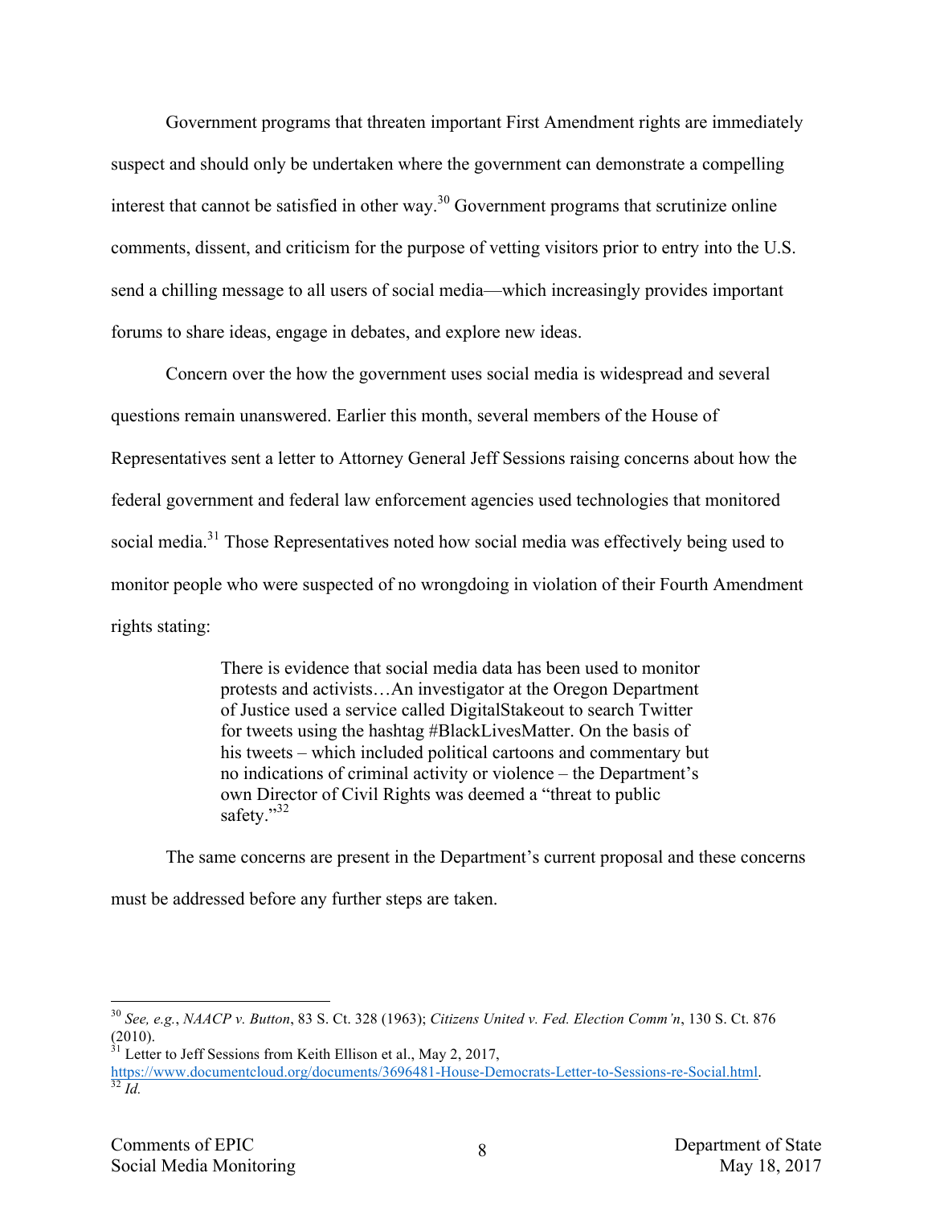Government programs that threaten important First Amendment rights are immediately suspect and should only be undertaken where the government can demonstrate a compelling interest that cannot be satisfied in other way.[30] Government programs that scrutinize online comments, dissent, and criticism for the purpose of vetting visitors prior to entry into the U.S. send a chilling message to all users of social media—which increasingly provides important forums to share ideas, engage in debates, and explore new ideas.

Concern over the how the government uses social media is widespread and several questions remain unanswered. Earlier this month, several members of the House of Representatives sent a letter to Attorney General Jeff Sessions raising concerns about how the federal government and federal law enforcement agencies used technologies that monitored social media.[31] Those Representatives noted how social media was effectively being used to monitor people who were suspected of no wrongdoing in violation of their Fourth Amendment rights stating:

> There is evidence that social media data has been used to monitor protests and activists…An investigator at the Oregon Department of Justice used a service called DigitalStakeout to search Twitter for tweets using the hashtag #BlackLivesMatter. On the basis of his tweets – which included political cartoons and commentary but no indications of criminal activity or violence – the Department's own Director of Civil Rights was deemed a "threat to public safety."[32]

The same concerns are present in the Department's current proposal and these concerns must be addressed before any further steps are taken.

---

[30] *See, e.g.*, *NAACP v. Button*, 83 S. Ct. 328 (1963); *Citizens United v. Fed. Election Comm'n*, 130 S. Ct. 876 (2010).

[31] Letter to Jeff Sessions from Keith Ellison et al., May 2, 2017, https://www.documentcloud.org/documents/3696481-House-Democrats-Letter-to-Sessions-re-Social.html.

[32] *Id.*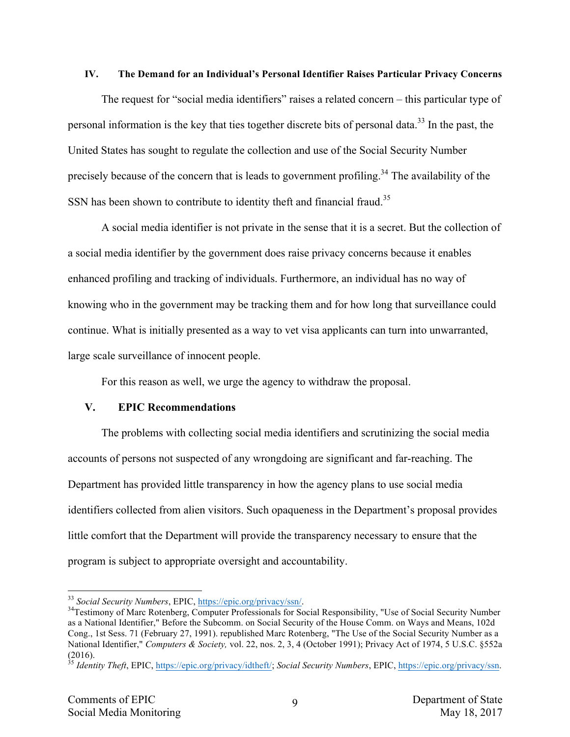## IV. The Demand for an Individual's Personal Identifier Raises Particular Privacy Concerns

The request for "social media identifiers" raises a related concern – this particular type of personal information is the key that ties together discrete bits of personal data.[33] In the past, the United States has sought to regulate the collection and use of the Social Security Number precisely because of the concern that is leads to government profiling.[34] The availability of the SSN has been shown to contribute to identity theft and financial fraud.[35]

A social media identifier is not private in the sense that it is a secret. But the collection of a social media identifier by the government does raise privacy concerns because it enables enhanced profiling and tracking of individuals. Furthermore, an individual has no way of knowing who in the government may be tracking them and for how long that surveillance could continue. What is initially presented as a way to vet visa applicants can turn into unwarranted, large scale surveillance of innocent people.

For this reason as well, we urge the agency to withdraw the proposal.

## V. EPIC Recommendations

The problems with collecting social media identifiers and scrutinizing the social media accounts of persons not suspected of any wrongdoing are significant and far-reaching. The Department has provided little transparency in how the agency plans to use social media identifiers collected from alien visitors. Such opaqueness in the Department's proposal provides little comfort that the Department will provide the transparency necessary to ensure that the program is subject to appropriate oversight and accountability.

---

[33] *Social Security Numbers*, EPIC, https://epic.org/privacy/ssn/.

[34] Testimony of Marc Rotenberg, Computer Professionals for Social Responsibility, "Use of Social Security Number as a National Identifier," Before the Subcomm. on Social Security of the House Comm. on Ways and Means, 102d Cong., 1st Sess. 71 (February 27, 1991). republished Marc Rotenberg, "The Use of the Social Security Number as a National Identifier," *Computers & Society,* vol. 22, nos. 2, 3, 4 (October 1991); Privacy Act of 1974, 5 U.S.C. §552a (2016).

[35] *Identity Theft*, EPIC, https://epic.org/privacy/idtheft/; *Social Security Numbers*, EPIC, https://epic.org/privacy/ssn.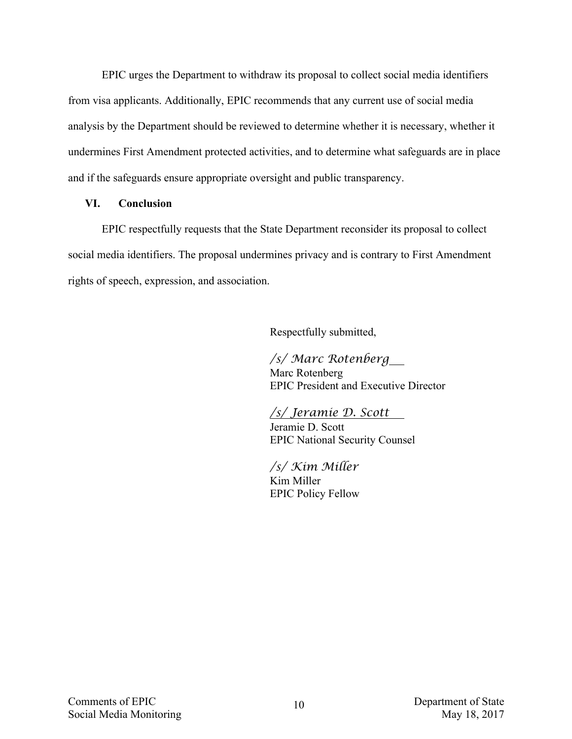EPIC urges the Department to withdraw its proposal to collect social media identifiers from visa applicants. Additionally, EPIC recommends that any current use of social media analysis by the Department should be reviewed to determine whether it is necessary, whether it undermines First Amendment protected activities, and to determine what safeguards are in place and if the safeguards ensure appropriate oversight and public transparency.

## VI. Conclusion

EPIC respectfully requests that the State Department reconsider its proposal to collect social media identifiers. The proposal undermines privacy and is contrary to First Amendment rights of speech, expression, and association.

Respectfully submitted,

*/s/ Marc Rotenberg*
Marc Rotenberg
EPIC President and Executive Director

*/s/ Jeramie D. Scott*
Jeramie D. Scott
EPIC National Security Counsel

*/s/ Kim Miller*
Kim Miller
EPIC Policy Fellow